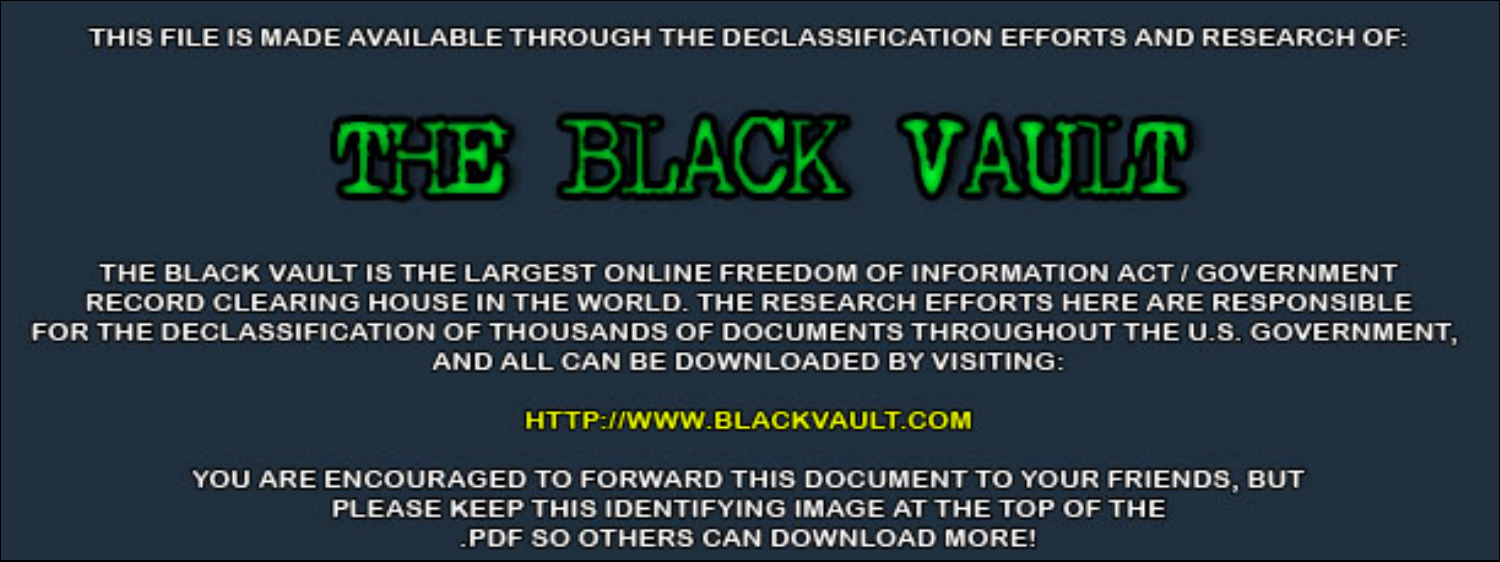THIS FILE IS MADE AVAILABLE THROUGH THE DECLASSIFICATION EFFORTS AND RESEARCH OF:

# THE BLACK VAULT

THE BLACK VAULT IS THE LARGEST ONLINE FREEDOM OF INFORMATION ACT / GOVERNMENT RECORD CLEARING HOUSE IN THE WORLD. THE RESEARCH EFFORTS HERE ARE RESPONSIBLE FOR THE DECLASSIFICATION OF THOUSANDS OF DOCUMENTS THROUGHOUT THE U.S. GOVERNMENT, AND ALL CAN BE DOWNLOADED BY VISITING:

HTTP://WWW.BLACKVAULT.COM

YOU ARE ENCOURAGED TO FORWARD THIS DOCUMENT TO YOUR FRIENDS, BUT PLEASE KEEP THIS IDENTIFYING IMAGE AT THE TOP OF THE .PDF SO OTHERS CAN DOWNLOAD MORE!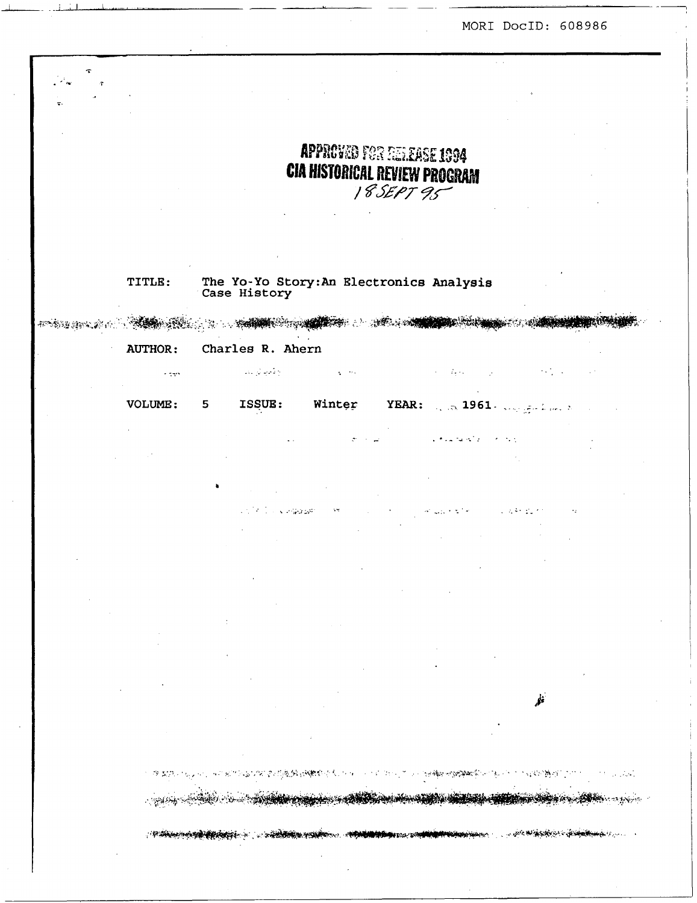MORI DocID: 608986

**APPROVED FOR RELEASE 1994**
**CIA HISTORICAL REVIEW PROGRAM**
18 SEPT 95

TITLE: The Yo-Yo Story:An Electronics Analysis Case History

AUTHOR: Charles R. Ahern

VOLUME: 5 ISSUE: Winter YEAR: 1961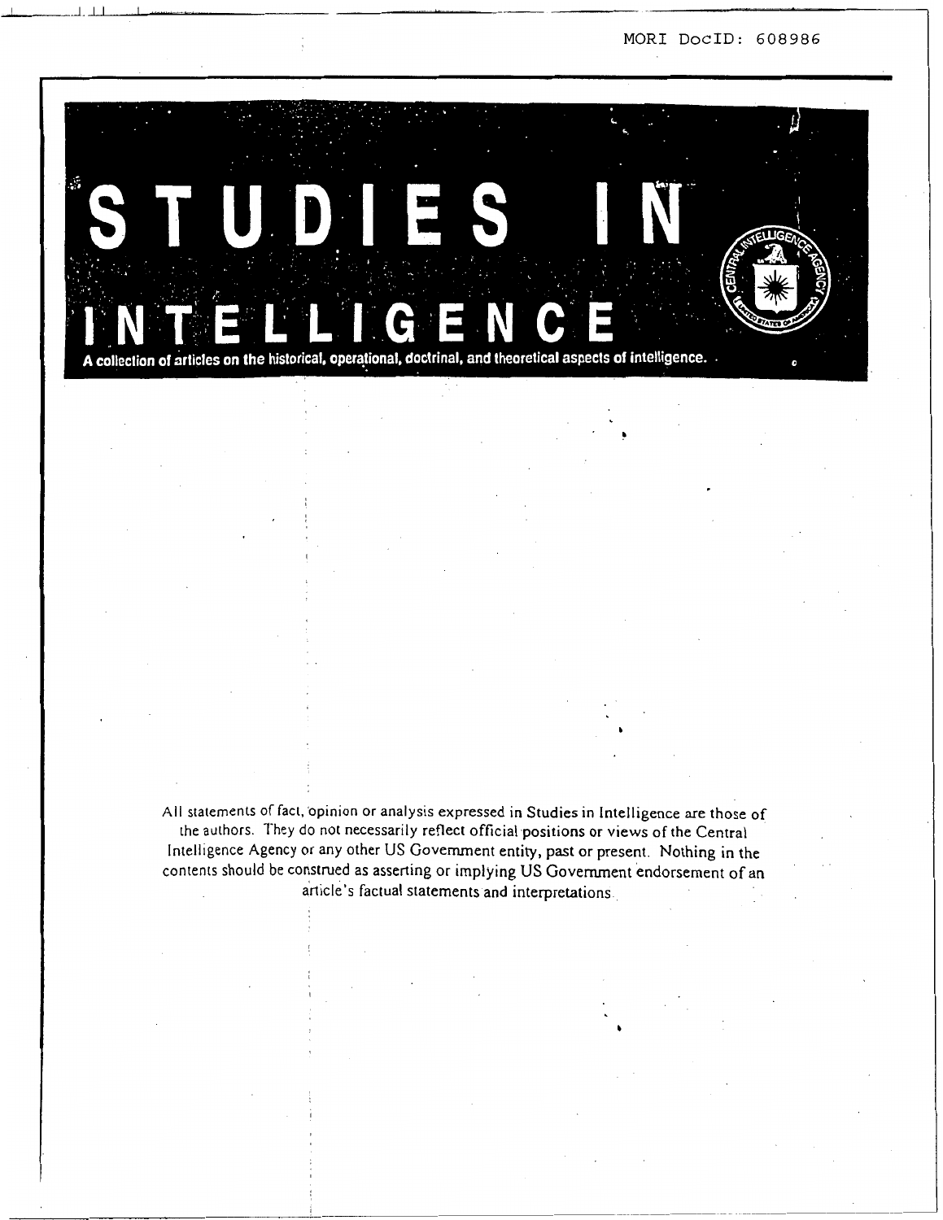# STUDIES IN INTELLIGENCE

A collection of articles on the historical, operational, doctrinal, and theoretical aspects of intelligence.

All statements of fact, opinion or analysis expressed in Studies in Intelligence are those of the authors. They do not necessarily reflect official positions or views of the Central Intelligence Agency or any other US Government entity, past or present. Nothing in the contents should be construed as asserting or implying US Government endorsement of an article's factual statements and interpretations.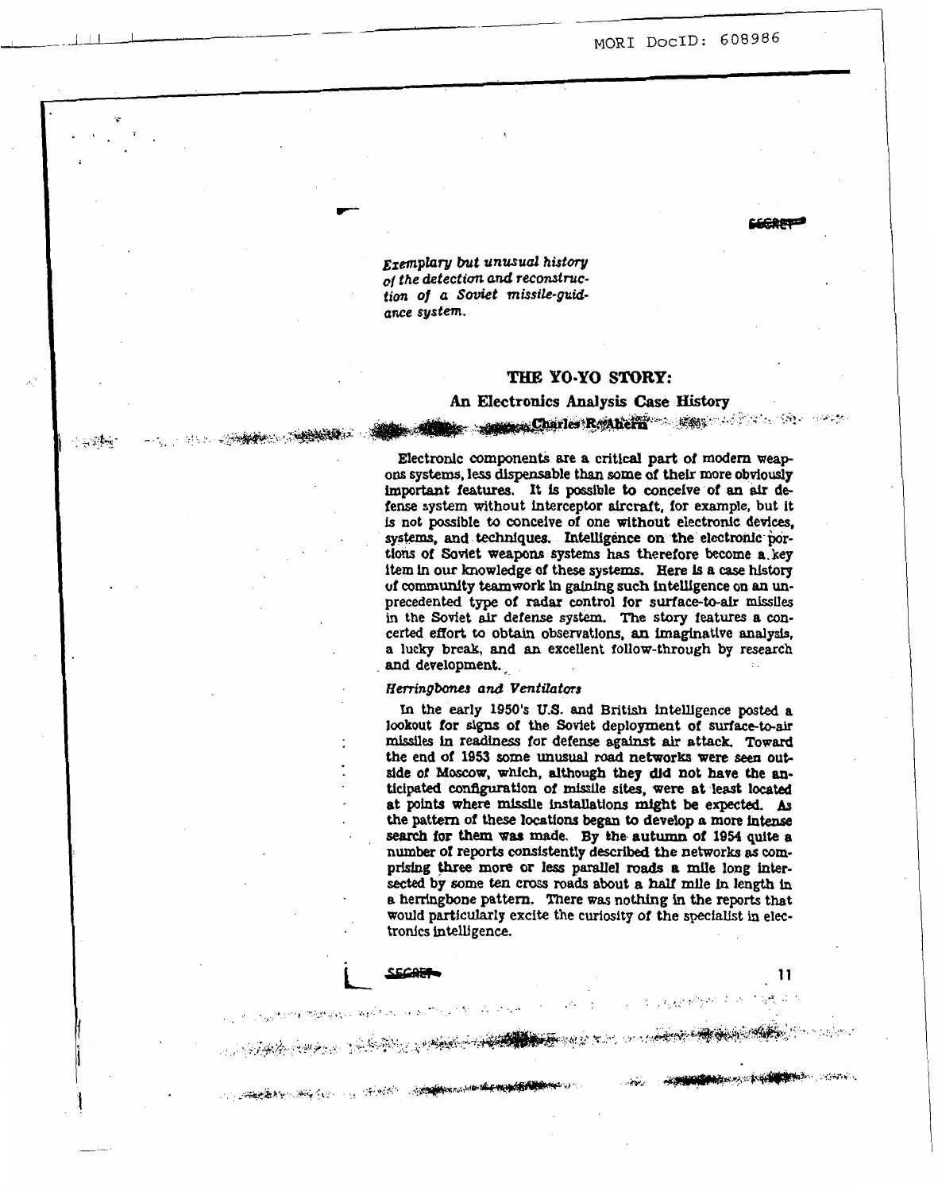SECRET

*Exemplary but unusual history of the detection and reconstruction of a Soviet missile-guidance system.*

## THE YO-YO STORY:

### An Electronics Analysis Case History

Charles R. Ahern

Electronic components are a critical part of modern weapons systems, less dispensable than some of their more obviously important features. It is possible to conceive of an air defense system without interceptor aircraft, for example, but it is not possible to conceive of one without electronic devices, systems, and techniques. Intelligence on the electronic portions of Soviet weapons systems has therefore become a key item in our knowledge of these systems. Here is a case history of community teamwork in gaining such intelligence on an unprecedented type of radar control for surface-to-air missiles in the Soviet air defense system. The story features a concerted effort to obtain observations, an imaginative analysis, a lucky break, and an excellent follow-through by research and development.

#### *Herringbones and Ventilators*

In the early 1950's U.S. and British intelligence posted a lookout for signs of the Soviet deployment of surface-to-air missiles in readiness for defense against air attack. Toward the end of 1953 some unusual road networks were seen outside of Moscow, which, although they did not have the anticipated configuration of missile sites, were at least located at points where missile installations might be expected. As the pattern of these locations began to develop a more intense search for them was made. By the autumn of 1954 quite a number of reports consistently described the networks as comprising three more or less parallel roads a mile long intersected by some ten cross roads about a half mile in length in a herringbone pattern. There was nothing in the reports that would particularly excite the curiosity of the specialist in electronics intelligence.

SECRET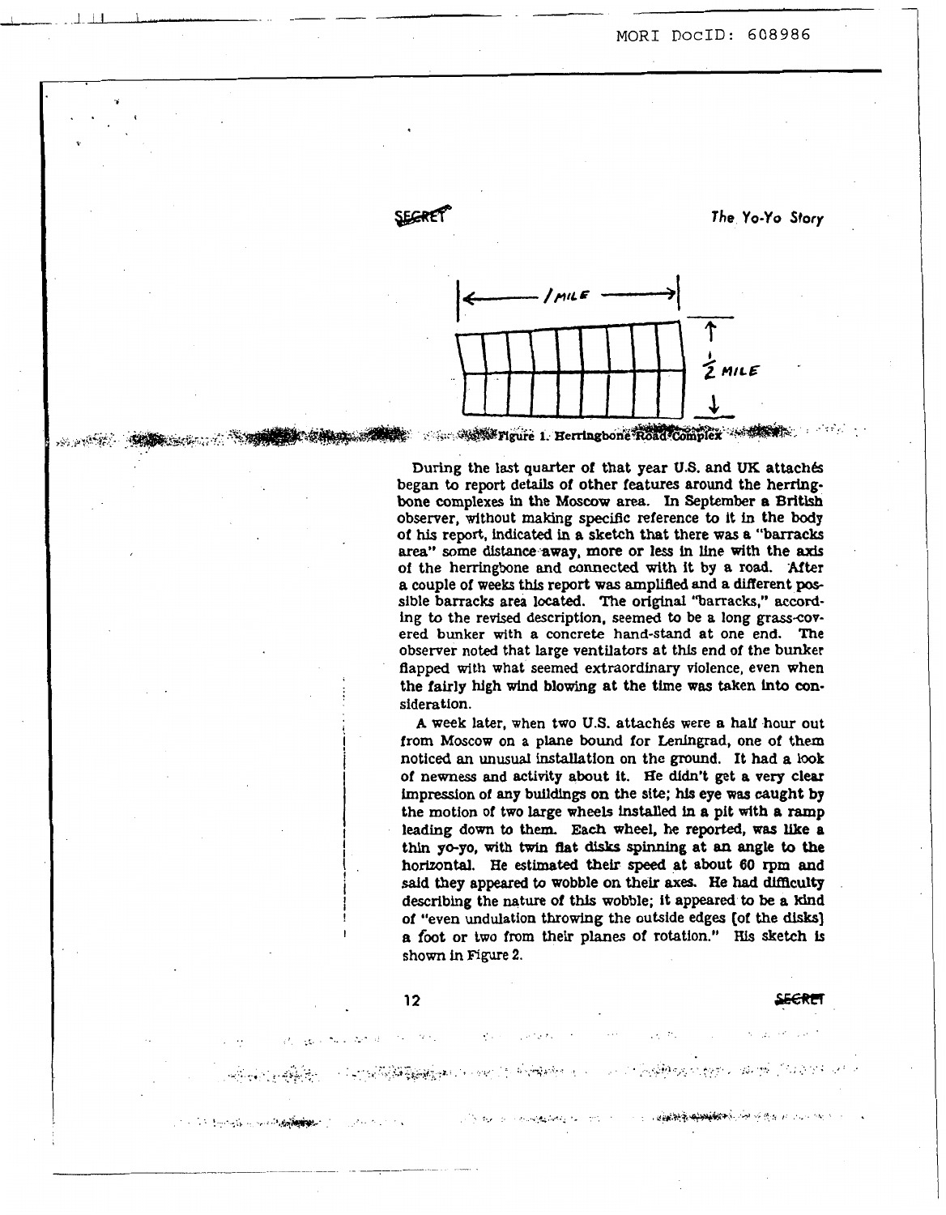Figure 1. Herringbone Road Complex

During the last quarter of that year U.S. and UK attachés began to report details of other features around the herringbone complexes in the Moscow area. In September a British observer, without making specific reference to it in the body of his report, indicated in a sketch that there was a "barracks area" some distance away, more or less in line with the axis of the herringbone and connected with it by a road. After a couple of weeks this report was amplified and a different possible barracks area located. The original "barracks," according to the revised description, seemed to be a long grass-covered bunker with a concrete hand-stand at one end. The observer noted that large ventilators at this end of the bunker flapped with what seemed extraordinary violence, even when the fairly high wind blowing at the time was taken into consideration.

A week later, when two U.S. attachés were a half hour out from Moscow on a plane bound for Leningrad, one of them noticed an unusual installation on the ground. It had a look of newness and activity about it. He didn't get a very clear impression of any buildings on the site; his eye was caught by the motion of two large wheels installed in a pit with a ramp leading down to them. Each wheel, he reported, was like a thin yo-yo, with twin flat disks spinning at an angle to the horizontal. He estimated their speed at about 60 rpm and said they appeared to wobble on their axes. He had difficulty describing the nature of this wobble; it appeared to be a kind of "even undulation throwing the outside edges [of the disks] a foot or two from their planes of rotation." His sketch is shown in Figure 2.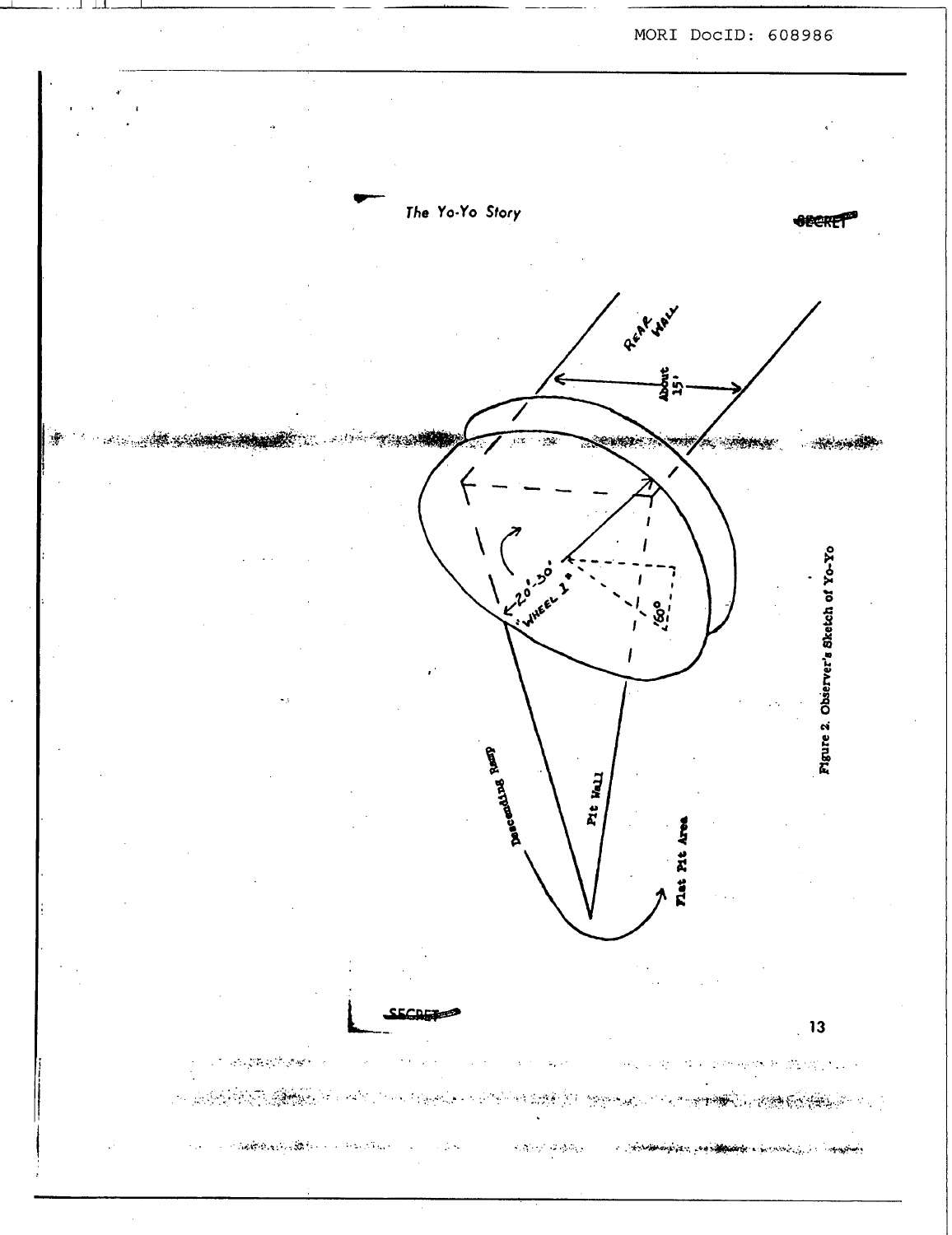Figure 2. Observer's Sketch of Yo-Yo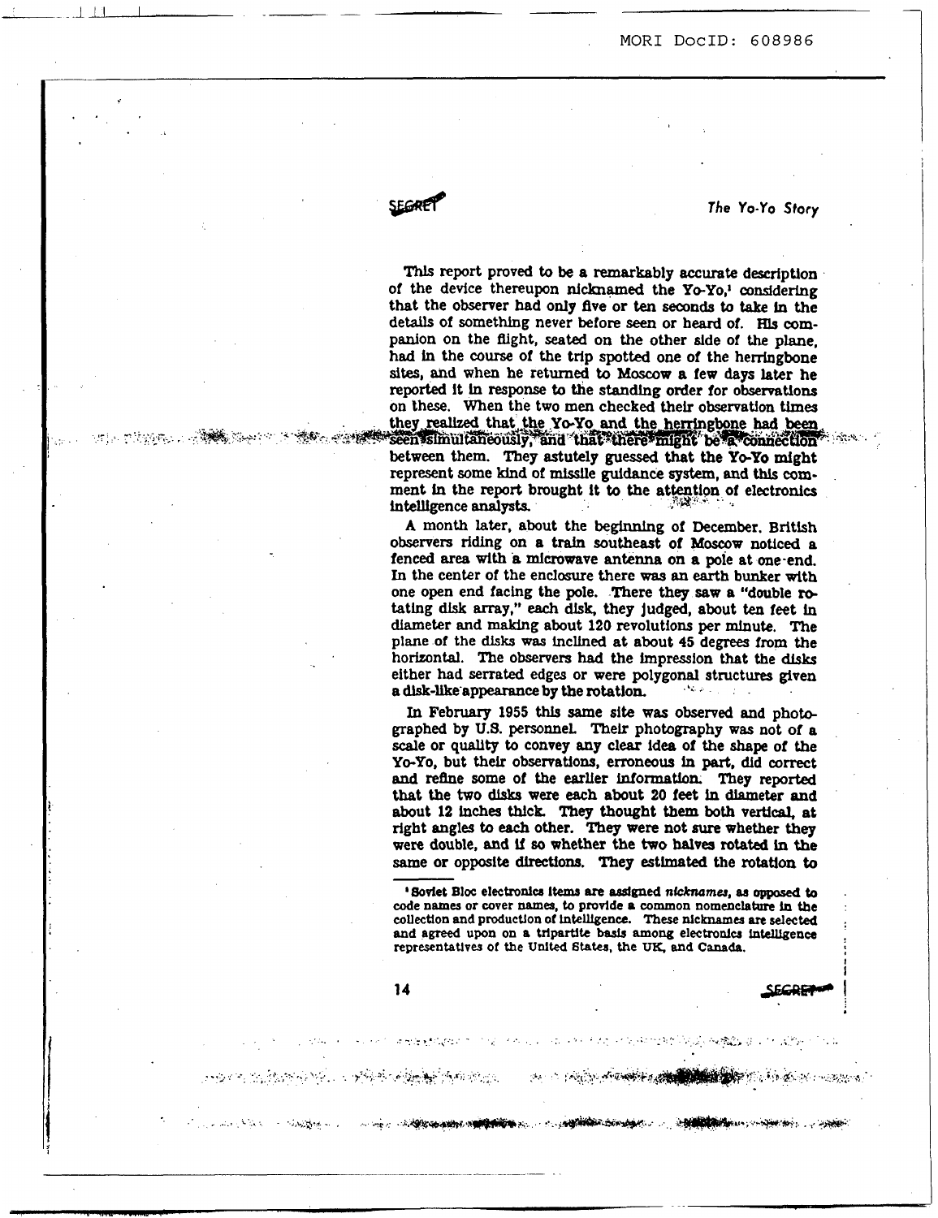This report proved to be a remarkably accurate description of the device thereupon nicknamed the Yo-Yo,[1] considering that the observer had only five or ten seconds to take in the details of something never before seen or heard of. His companion on the flight, seated on the other side of the plane, had in the course of the trip spotted one of the herringbone sites, and when he returned to Moscow a few days later he reported it in response to the standing order for observations on these. When the two men checked their observation times they realized that the Yo-Yo and the herringbone had been seen simultaneously, and that there might be a connection between them. They astutely guessed that the Yo-Yo might represent some kind of missile guidance system, and this comment in the report brought it to the attention of electronics intelligence analysts.

A month later, about the beginning of December, British observers riding on a train southeast of Moscow noticed a fenced area with a microwave antenna on a pole at one end. In the center of the enclosure there was an earth bunker with one open end facing the pole. There they saw a "double rotating disk array," each disk, they judged, about ten feet in diameter and making about 120 revolutions per minute. The plane of the disks was inclined at about 45 degrees from the horizontal. The observers had the impression that the disks either had serrated edges or were polygonal structures given a disk-like appearance by the rotation.

In February 1955 this same site was observed and photographed by U.S. personnel. Their photography was not of a scale or quality to convey any clear idea of the shape of the Yo-Yo, but their observations, erroneous in part, did correct and refine some of the earlier information. They reported that the two disks were each about 20 feet in diameter and about 12 inches thick. They thought them both vertical, at right angles to each other. They were not sure whether they were double, and if so whether the two halves rotated in the same or opposite directions. They estimated the rotation to

[1] Soviet Bloc electronics items are assigned *nicknames*, as opposed to code names or cover names, to provide a common nomenclature in the collection and production of intelligence. These nicknames are selected and agreed upon on a tripartite basis among electronics intelligence representatives of the United States, the UK, and Canada.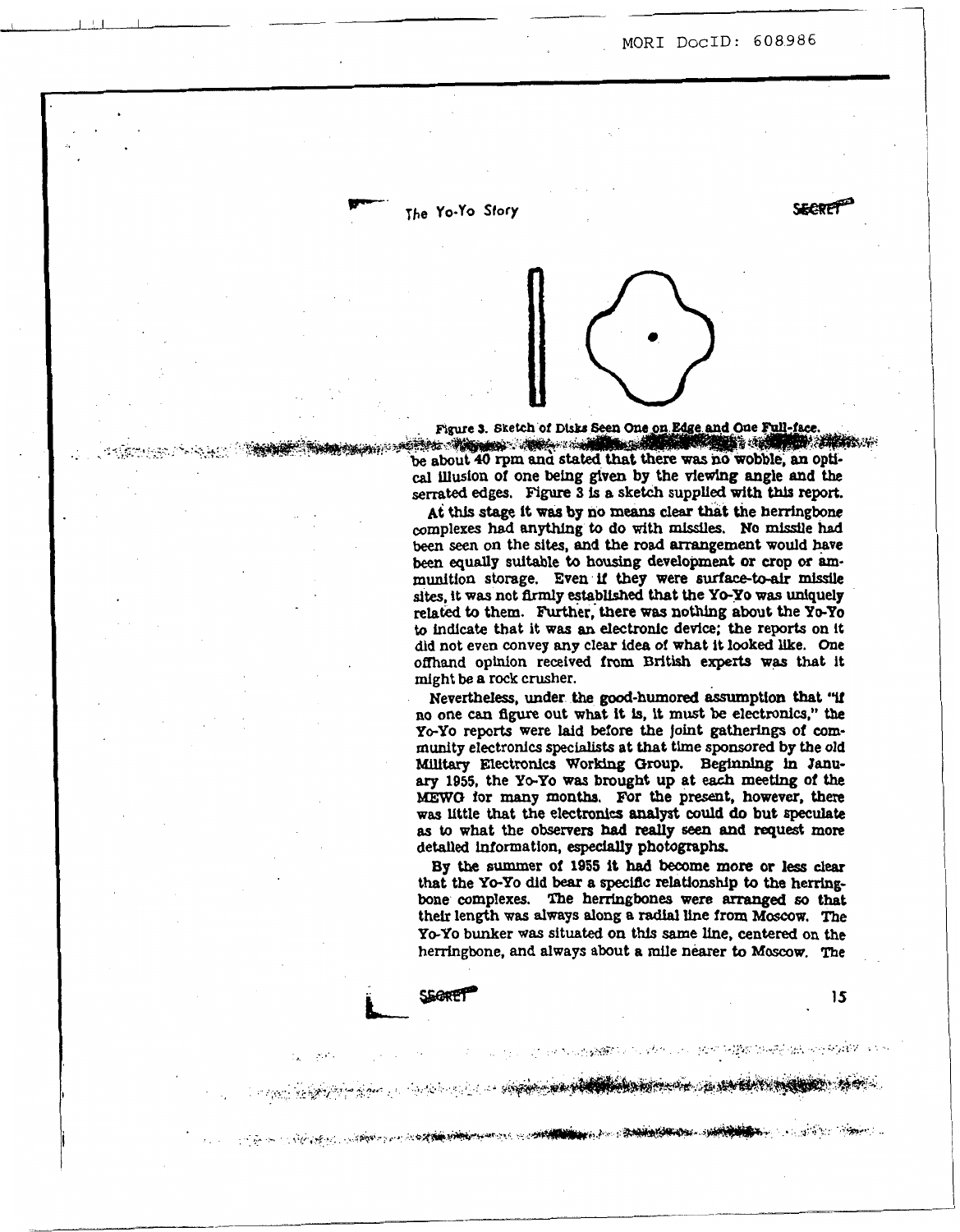Figure 3. Sketch of Disks Seen One on Edge and One Full-face.

be about 40 rpm and stated that there was no wobble, an optical illusion of one being given by the viewing angle and the serrated edges. Figure 3 is a sketch supplied with this report.

At this stage it was by no means clear that the herringbone complexes had anything to do with missiles. No missile had been seen on the sites, and the road arrangement would have been equally suitable to housing development or crop or ammunition storage. Even if they were surface-to-air missile sites, it was not firmly established that the Yo-Yo was uniquely related to them. Further, there was nothing about the Yo-Yo to indicate that it was an electronic device; the reports on it did not even convey any clear idea of what it looked like. One offhand opinion received from British experts was that it might be a rock crusher.

Nevertheless, under the good-humored assumption that "if no one can figure out what it is, it must be electronics," the Yo-Yo reports were laid before the joint gatherings of community electronics specialists at that time sponsored by the old Military Electronics Working Group. Beginning in January 1955, the Yo-Yo was brought up at each meeting of the MEWG for many months. For the present, however, there was little that the electronics analyst could do but speculate as to what the observers had really seen and request more detailed information, especially photographs.

By the summer of 1955 it had become more or less clear that the Yo-Yo did bear a specific relationship to the herringbone complexes. The herringbones were arranged so that their length was always along a radial line from Moscow. The Yo-Yo bunker was situated on this same line, centered on the herringbone, and always about a mile nearer to Moscow. The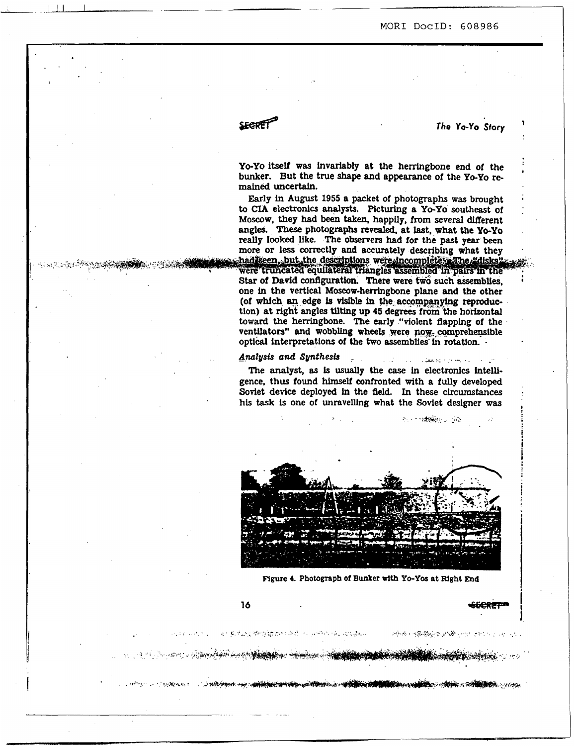Yo-Yo itself was invariably at the herringbone end of the bunker. But the true shape and appearance of the Yo-Yo remained uncertain.

Early in August 1955 a packet of photographs was brought to CIA electronics analysts. Picturing a Yo-Yo southeast of Moscow, they had been taken, happily, from several different angles. These photographs revealed, at last, what the Yo-Yo really looked like. The observers had for the past year been more or less correctly and accurately describing what they had seen, but the descriptions were incomplete. The "disks" were truncated equilateral triangles assembled in pairs in the Star of David configuration. There were two such assemblies, one in the vertical Moscow-herringbone plane and the other (of which an edge is visible in the accompanying reproduction) at right angles tilting up 45 degrees from the horizontal toward the herringbone. The early "violent flapping of the ventilators" and wobbling wheels were now comprehensible optical interpretations of the two assemblies in rotation.

### *Analysis and Synthesis*

The analyst, as is usually the case in electronics intelligence, thus found himself confronted with a fully developed Soviet device deployed in the field. In these circumstances his task is one of unravelling what the Soviet designer was

Figure 4. Photograph of Bunker with Yo-Yos at Right End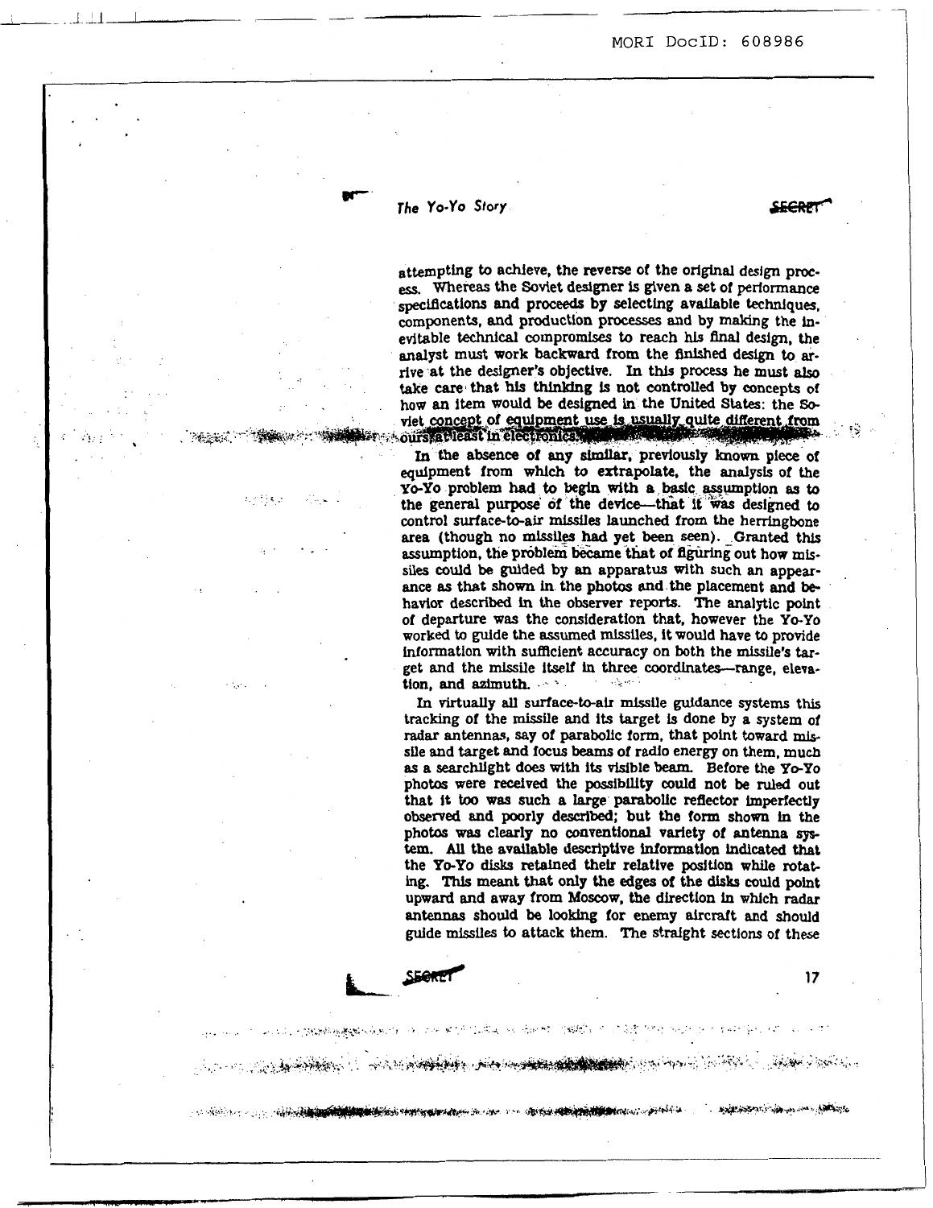attempting to achieve, the reverse of the original design process. Whereas the Soviet designer is given a set of performance specifications and proceeds by selecting available techniques, components, and production processes and by making the inevitable technical compromises to reach his final design, the analyst must work backward from the finished design to arrive at the designer's objective. In this process he must also take care that his thinking is not controlled by concepts of how an item would be designed in the United States: the Soviet concept of equipment use is usually quite different from ours, at least in electronics.

In the absence of any similar, previously known piece of equipment from which to extrapolate, the analysis of the Yo-Yo problem had to begin with a basic assumption as to the general purpose of the device—that it was designed to control surface-to-air missiles launched from the herringbone area (though no missiles had yet been seen). Granted this assumption, the problem became that of figuring out how missiles could be guided by an apparatus with such an appearance as that shown in the photos and the placement and behavior described in the observer reports. The analytic point of departure was the consideration that, however the Yo-Yo worked to guide the assumed missiles, it would have to provide information with sufficient accuracy on both the missile's target and the missile itself in three coordinates—range, elevation, and azimuth.

In virtually all surface-to-air missile guidance systems this tracking of the missile and its target is done by a system of radar antennas, say of parabolic form, that point toward missile and target and focus beams of radio energy on them, much as a searchlight does with its visible beam. Before the Yo-Yo photos were received the possibility could not be ruled out that it too was such a large parabolic reflector imperfectly observed and poorly described; but the form shown in the photos was clearly no conventional variety of antenna system. All the available descriptive information indicated that the Yo-Yo disks retained their relative position while rotating. This meant that only the edges of the disks could point upward and away from Moscow, the direction in which radar antennas should be looking for enemy aircraft and should guide missiles to attack them. The straight sections of these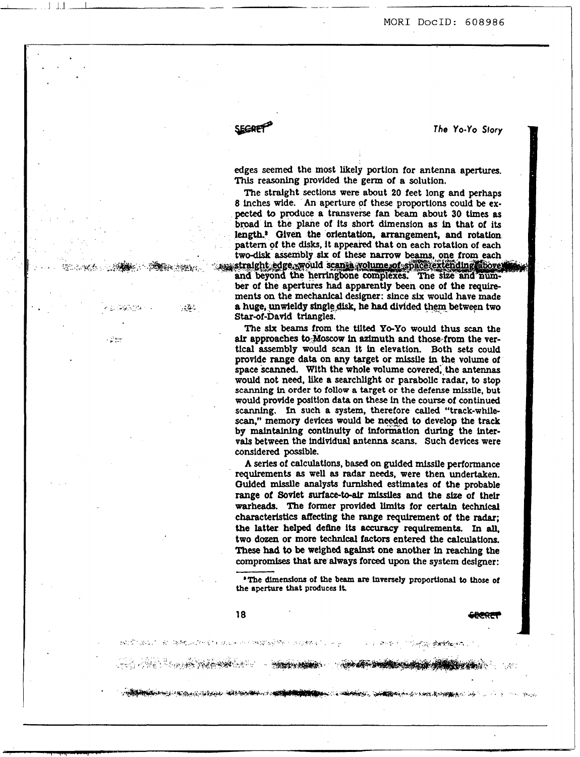edges seemed the most likely portion for antenna apertures. This reasoning provided the germ of a solution.

The straight sections were about 20 feet long and perhaps 8 inches wide. An aperture of these proportions could be expected to produce a transverse fan beam about 30 times as broad in the plane of its short dimension as in that of its length.[*] Given the orientation, arrangement, and rotation pattern of the disks, it appeared that on each rotation of each two-disk assembly six of these narrow beams, one from each straight edge, would scan a volume of space extending above and beyond the herringbone complexes. The size and number of the apertures had apparently been one of the requirements on the mechanical designer: since six would have made a huge, unwieldy single disk, he had divided them between two Star-of-David triangles.

The six beams from the tilted Yo-Yo would thus scan the air approaches to Moscow in azimuth and those from the vertical assembly would scan it in elevation. Both sets could provide range data on any target or missile in the volume of space scanned. With the whole volume covered, the antennas would not need, like a searchlight or parabolic radar, to stop scanning in order to follow a target or the defense missile, but would provide position data on these in the course of continued scanning. In such a system, therefore called "track-while-scan," memory devices would be needed to develop the track by maintaining continuity of information during the intervals between the individual antenna scans. Such devices were considered possible.

A series of calculations, based on guided missile performance requirements as well as radar needs, were then undertaken. Guided missile analysts furnished estimates of the probable range of Soviet surface-to-air missiles and the size of their warheads. The former provided limits for certain technical characteristics affecting the range requirement of the radar; the latter helped define its accuracy requirements. In all, two dozen or more technical factors entered the calculations. These had to be weighed against one another in reaching the compromises that are always forced upon the system designer:

---

[*] The dimensions of the beam are inversely proportional to those of the aperture that produces it.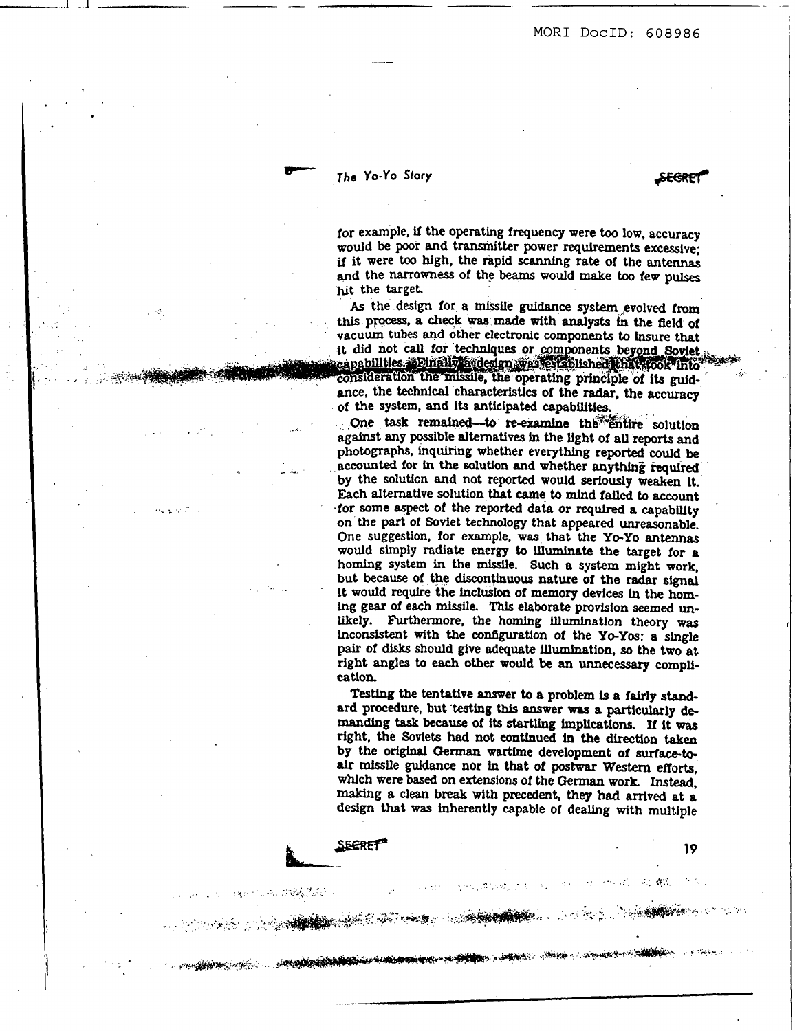for example, if the operating frequency were too low, accuracy would be poor and transmitter power requirements excessive; if it were too high, the rapid scanning rate of the antennas and the narrowness of the beams would make too few pulses hit the target.

As the design for a missile guidance system evolved from this process, a check was made with analysts in the field of vacuum tubes and other electronic components to insure that it did not call for techniques or components beyond Soviet capabilities. Finally a design was established that took into consideration the missile, the operating principle of its guidance, the technical characteristics of the radar, the accuracy of the system, and its anticipated capabilities.

One task remained—to re-examine the entire solution against any possible alternatives in the light of all reports and photographs, inquiring whether everything reported could be accounted for in the solution and whether anything required by the solution and not reported would seriously weaken it. Each alternative solution that came to mind failed to account for some aspect of the reported data or required a capability on the part of Soviet technology that appeared unreasonable. One suggestion, for example, was that the Yo-Yo antennas would simply radiate energy to illuminate the target for a homing system in the missile. Such a system might work, but because of the discontinuous nature of the radar signal it would require the inclusion of memory devices in the homing gear of each missile. This elaborate provision seemed unlikely. Furthermore, the homing illumination theory was inconsistent with the configuration of the Yo-Yos: a single pair of disks should give adequate illumination, so the two at right angles to each other would be an unnecessary complication.

Testing the tentative answer to a problem is a fairly standard procedure, but testing this answer was a particularly demanding task because of its startling implications. If it was right, the Soviets had not continued in the direction taken by the original German wartime development of surface-to-air missile guidance nor in that of postwar Western efforts, which were based on extensions of the German work. Instead, making a clean break with precedent, they had arrived at a design that was inherently capable of dealing with multiple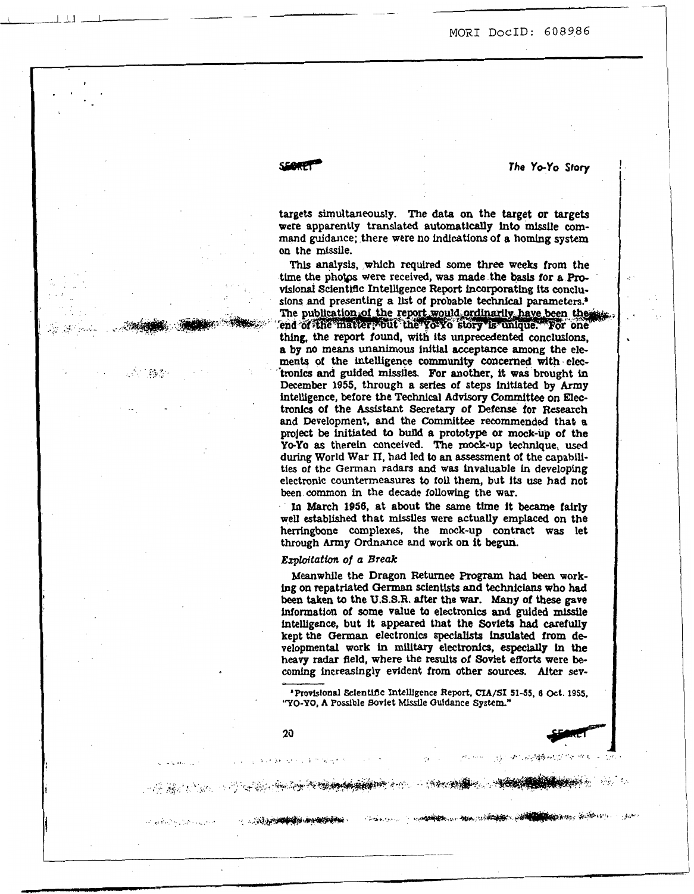targets simultaneously. The data on the target or targets were apparently translated automatically into missile command guidance; there were no indications of a homing system on the missile.

This analysis, which required some three weeks from the time the photos were received, was made the basis for a Provisional Scientific Intelligence Report incorporating its conclusions and presenting a list of probable technical parameters.[8] The publication of the report would ordinarily have been the end of the matter, but the Yo-Yo story is unique. For one thing, the report found, with its unprecedented conclusions, a by no means unanimous initial acceptance among the elements of the intelligence community concerned with electronics and guided missiles. For another, it was brought in December 1955, through a series of steps initiated by Army intelligence, before the Technical Advisory Committee on Electronics of the Assistant Secretary of Defense for Research and Development, and the Committee recommended that a project be initiated to build a prototype or mock-up of the Yo-Yo as therein conceived. The mock-up technique, used during World War II, had led to an assessment of the capabilities of the German radars and was invaluable in developing electronic countermeasures to foil them, but its use had not been common in the decade following the war.

In March 1956, at about the same time it became fairly well established that missiles were actually emplaced on the herringbone complexes, the mock-up contract was let through Army Ordnance and work on it begun.

*Exploitation of a Break*

Meanwhile the Dragon Returnee Program had been working on repatriated German scientists and technicians who had been taken to the U.S.S.R. after the war. Many of these gave information of some value to electronics and guided missile intelligence, but it appeared that the Soviets had carefully kept the German electronics specialists insulated from developmental work in military electronics, especially in the heavy radar field, where the results of Soviet efforts were becoming increasingly evident from other sources. After sev-

[8] Provisional Scientific Intelligence Report, CIA/SI 51-55, 6 Oct. 1955, "YO-YO, A Possible Soviet Missile Guidance System."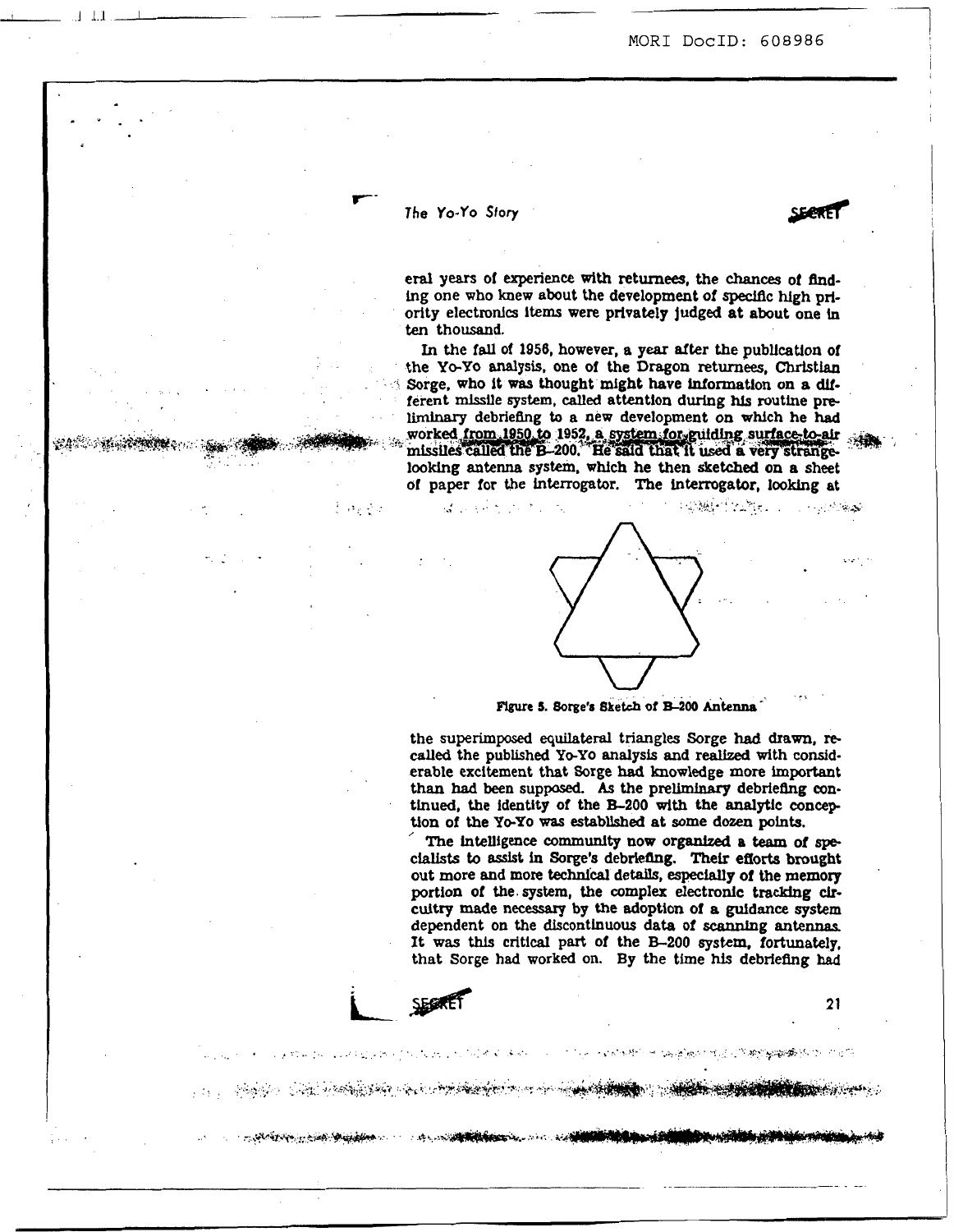eral years of experience with returnees, the chances of finding one who knew about the development of specific high priority electronics items were privately judged at about one in ten thousand.

In the fall of 1956, however, a year after the publication of the Yo-Yo analysis, one of the Dragon returnees, Christian Sorge, who it was thought might have information on a different missile system, called attention during his routine preliminary debriefing to a new development on which he had worked from 1950 to 1952, a system for guiding surface-to-air missiles called the B-200. He said that it used a very strange-looking antenna system, which he then sketched on a sheet of paper for the interrogator. The interrogator, looking at

Figure 5. Sorge's Sketch of B-200 Antenna

the superimposed equilateral triangles Sorge had drawn, recalled the published Yo-Yo analysis and realized with considerable excitement that Sorge had knowledge more important than had been supposed. As the preliminary debriefing continued, the identity of the B-200 with the analytic conception of the Yo-Yo was established at some dozen points.

The intelligence community now organized a team of specialists to assist in Sorge's debriefing. Their efforts brought out more and more technical details, especially of the memory portion of the system, the complex electronic tracking circuitry made necessary by the adoption of a guidance system dependent on the discontinuous data of scanning antennas. It was this critical part of the B-200 system, fortunately, that Sorge had worked on. By the time his debriefing had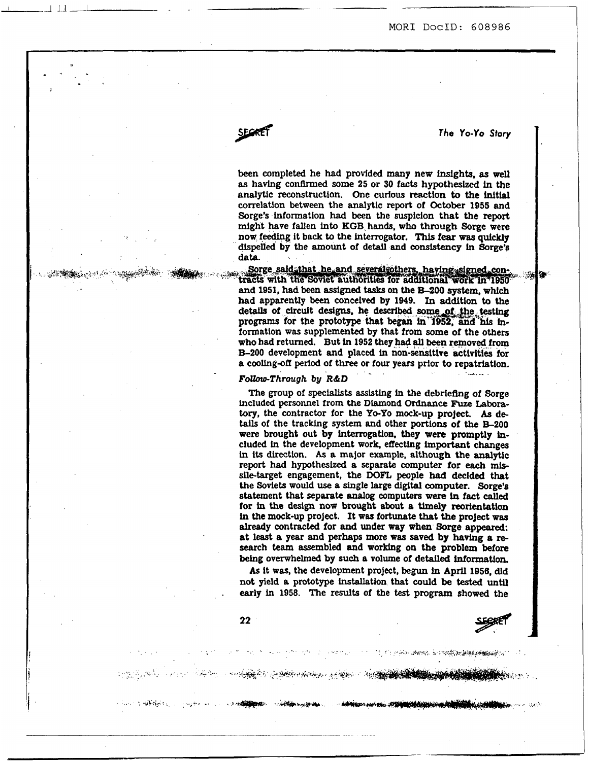been completed he had provided many new insights, as well as having confirmed some 25 or 30 facts hypothesized in the analytic reconstruction. One curious reaction to the initial correlation between the analytic report of October 1955 and Sorge's information had been the suspicion that the report might have fallen into KGB hands, who through Sorge were now feeding it back to the interrogator. This fear was quickly dispelled by the amount of detail and consistency in Sorge's data.

Sorge said that he and several others, having signed contracts with the Soviet authorities for additional work in 1950 and 1951, had been assigned tasks on the B-200 system, which had apparently been conceived by 1949. In addition to the details of circuit designs, he described some of the testing programs for the prototype that began in 1952, and his information was supplemented by that from some of the others who had returned. But in 1952 they had all been removed from B-200 development and placed in non-sensitive activities for a cooling-off period of three or four years prior to repatriation.

### *Follow-Through by R&D*

The group of specialists assisting in the debriefing of Sorge included personnel from the Diamond Ordnance Fuze Laboratory, the contractor for the Yo-Yo mock-up project. As details of the tracking system and other portions of the B-200 were brought out by interrogation, they were promptly included in the development work, effecting important changes in its direction. As a major example, although the analytic report had hypothesized a separate computer for each missile-target engagement, the DOFL people had decided that the Soviets would use a single large digital computer. Sorge's statement that separate analog computers were in fact called for in the design now brought about a timely reorientation in the mock-up project. It was fortunate that the project was already contracted for and under way when Sorge appeared: at least a year and perhaps more was saved by having a research team assembled and working on the problem before being overwhelmed by such a volume of detailed information.

As it was, the development project, begun in April 1956, did not yield a prototype installation that could be tested until early in 1958. The results of the test program showed the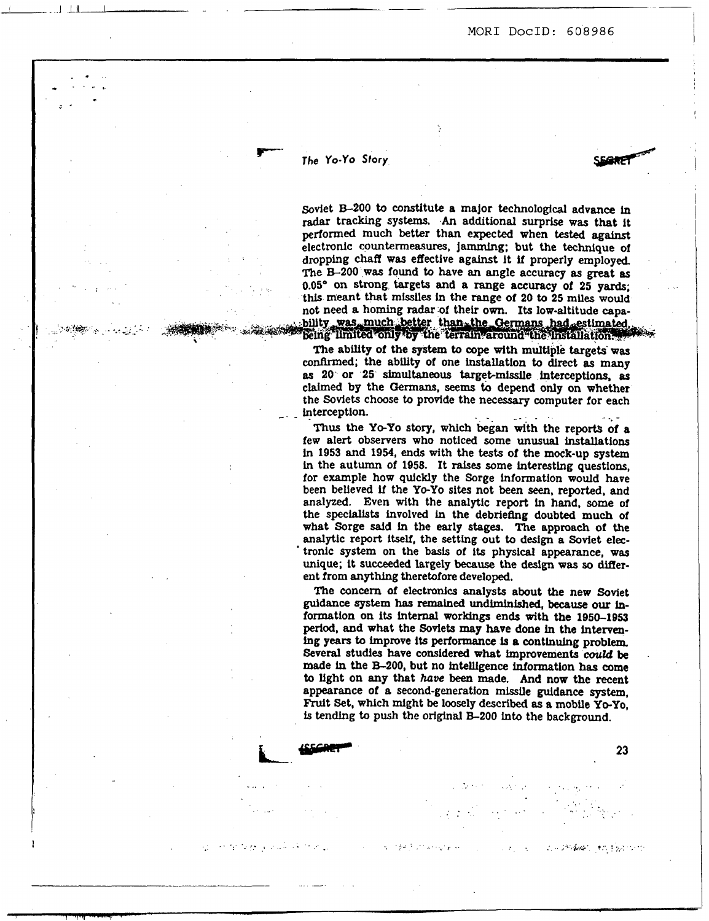Soviet B-200 to constitute a major technological advance in radar tracking systems. An additional surprise was that it performed much better than expected when tested against electronic countermeasures, jamming; but the technique of dropping chaff was effective against it if properly employed. The B-200 was found to have an angle accuracy as great as 0.05° on strong targets and a range accuracy of 25 yards; this meant that missiles in the range of 20 to 25 miles would not need a homing radar of their own. Its low-altitude capability was much better than the Germans had estimated, being limited only by the terrain around the installation.

The ability of the system to cope with multiple targets was confirmed; the ability of one installation to direct as many as 20 or 25 simultaneous target-missile interceptions, as claimed by the Germans, seems to depend only on whether the Soviets choose to provide the necessary computer for each interception.

Thus the Yo-Yo story, which began with the reports of a few alert observers who noticed some unusual installations in 1953 and 1954, ends with the tests of the mock-up system in the autumn of 1958. It raises some interesting questions, for example how quickly the Sorge information would have been believed if the Yo-Yo sites not been seen, reported, and analyzed. Even with the analytic report in hand, some of the specialists involved in the debriefing doubted much of what Sorge said in the early stages. The approach of the analytic report itself, the setting out to design a Soviet electronic system on the basis of its physical appearance, was unique; it succeeded largely because the design was so different from anything theretofore developed.

The concern of electronics analysts about the new Soviet guidance system has remained undiminished, because our information on its internal workings ends with the 1950–1953 period, and what the Soviets may have done in the intervening years to improve its performance is a continuing problem. Several studies have considered what improvements *could* be made in the B-200, but no intelligence information has come to light on any that *have* been made. And now the recent appearance of a second-generation missile guidance system, Fruit Set, which might be loosely described as a mobile Yo-Yo, is tending to push the original B-200 into the background.